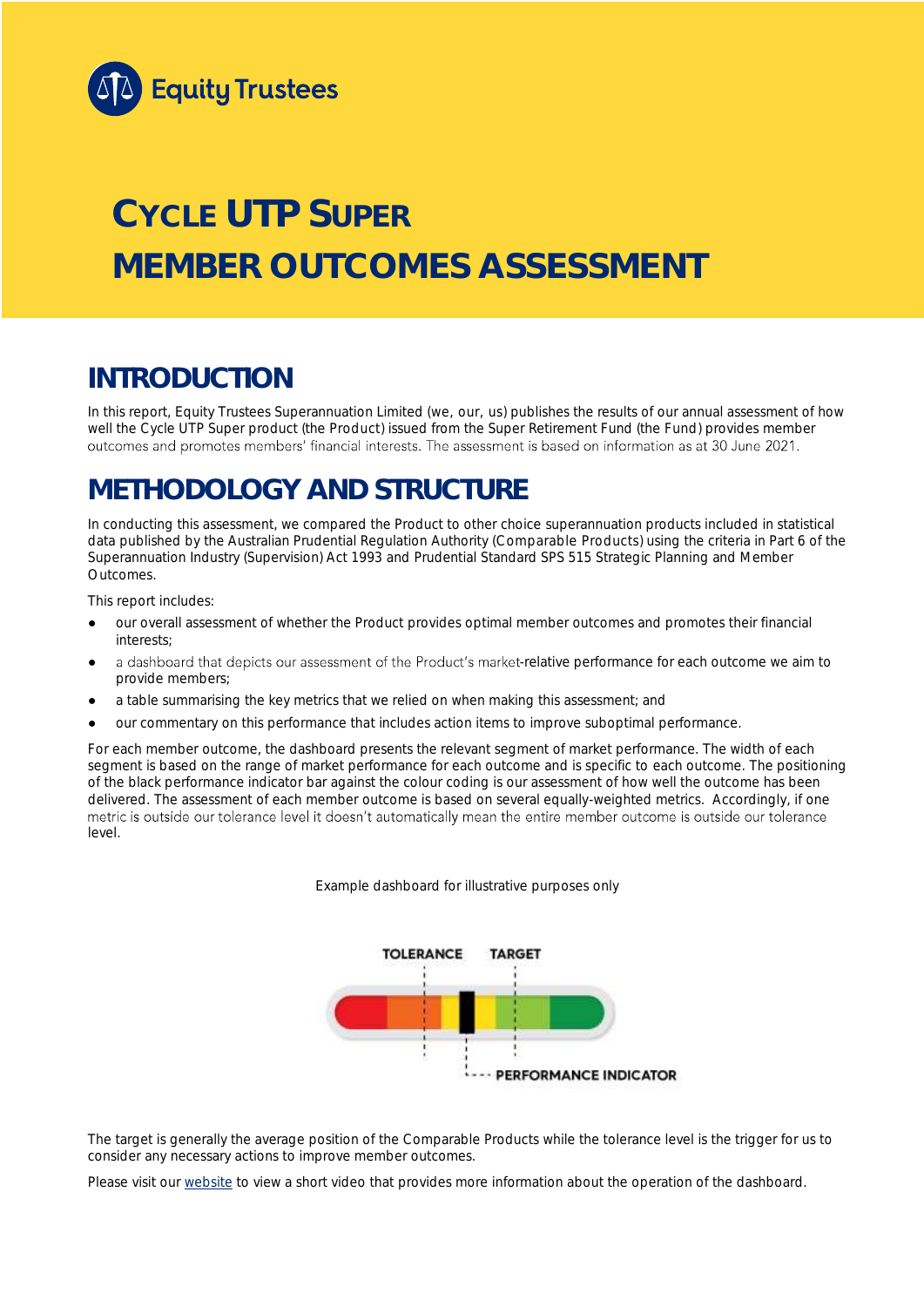Equity Trustees

# CYCLE UTP SUPER MEMBER OUTCOMES ASSESSMENT

## INTRODUCTION

In this report, Equity Trustees Superannuation Limited (we, our, us) publishes the results of our annual assessment of how well the Cycle UTP Super product (the Product) issued from the Super Retirement Fund (the Fund) provides member outcomes and promotes members' financial interests. The assessment is based on information as at 30 June 2021.

## METHODOLOGY AND STRUCTURE

In conducting this assessment, we compared the Product to other choice superannuation products included in statistical data published by the Australian Prudential Regulation Authority (Comparable Products) using the criteria in Part 6 of the Superannuation Industry (Supervision) Act 1993 and Prudential Standard SPS 515 Strategic Planning and Member Outcomes.

This report includes:

- our overall assessment of whether the Product provides optimal member outcomes and promotes their financial interests;
- a dashboard that depicts our assessment of the Product's market-relative performance for each outcome we aim to provide members;
- a table summarising the key metrics that we relied on when making this assessment; and
- our commentary on this performance that includes action items to improve suboptimal performance.

For each member outcome, the dashboard presents the relevant segment of market performance. The width of each segment is based on the range of market performance for each outcome and is specific to each outcome. The positioning of the black performance indicator bar against the colour coding is our assessment of how well the outcome has been delivered. The assessment of each member outcome is based on several equally-weighted metrics. Accordingly, if one metric is outside our tolerance level it doesn't automatically mean the entire member outcome is outside our tolerance level.

Example dashboard for illustrative purposes only

TOLERANCE TARGET

PERFORMANCE INDICATOR

The target is generally the average position of the Comparable Products while the tolerance level is the trigger for us to consider any necessary actions to improve member outcomes.

Please visit our website to view a short video that provides more information about the operation of the dashboard.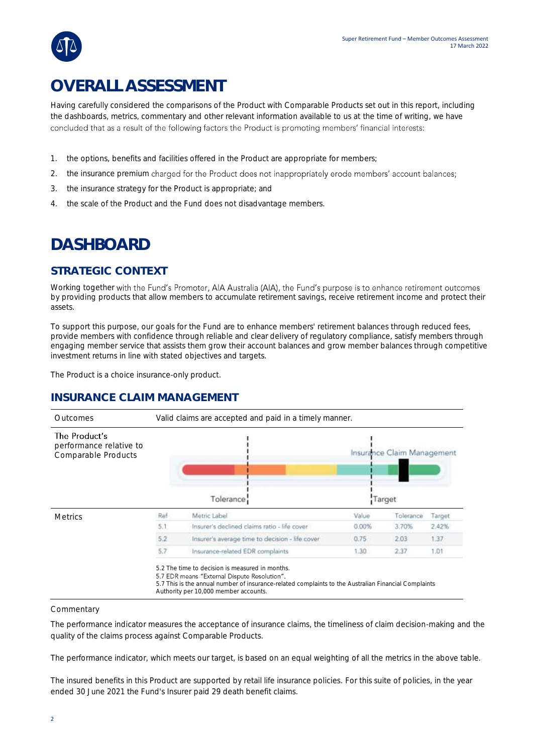# OVERALL ASSESSMENT

Having carefully considered the comparisons of the Product with Comparable Products set out in this report, including the dashboards, metrics, commentary and other relevant information available to us at the time of writing, we have concluded that as a result of the following factors the Product is promoting members' financial interests:

1. the options, benefits and facilities offered in the Product are appropriate for members;
2. the insurance premium charged for the Product does not inappropriately erode members' account balances;
3. the insurance strategy for the Product is appropriate; and
4. the scale of the Product and the Fund does not disadvantage members.

# DASHBOARD

## STRATEGIC CONTEXT

Working together with the Fund's Promoter, AIA Australia (AIA), the Fund's purpose is to enhance retirement outcomes by providing products that allow members to accumulate retirement savings, receive retirement income and protect their assets.

To support this purpose, our goals for the Fund are to enhance members' retirement balances through reduced fees, provide members with confidence through reliable and clear delivery of regulatory compliance, satisfy members through engaging member service that assists them grow their account balances and grow member balances through competitive investment returns in line with stated objectives and targets.

The Product is a choice insurance-only product.

## INSURANCE CLAIM MANAGEMENT

**Outcomes:** Valid claims are accepted and paid in a timely manner.

**The Product's performance relative to Comparable Products:** Insurance Claim Management (indicator chart showing Tolerance and Target)

**Metrics**

| Ref | Metric Label | Value | Tolerance | Target |
|---|---|---|---|---|
| 5.1 | Insurer's declined claims ratio - life cover | 0.00% | 3.70% | 2.42% |
| 5.2 | Insurer's average time to decision - life cover | 0.75 | 2.03 | 1.37 |
| 5.7 | Insurance-related EDR complaints | 1.30 | 2.37 | 1.01 |

5.2 The time to decision is measured in months.
5.7 EDR means "External Dispute Resolution".
5.7 This is the annual number of insurance-related complaints to the Australian Financial Complaints Authority per 10,000 member accounts.

Commentary

The performance indicator measures the acceptance of insurance claims, the timeliness of claim decision-making and the quality of the claims process against Comparable Products.

The performance indicator, which meets our target, is based on an equal weighting of all the metrics in the above table.

The insured benefits in this Product are supported by retail life insurance policies. For this suite of policies, in the year ended 30 June 2021 the Fund's Insurer paid 29 death benefit claims.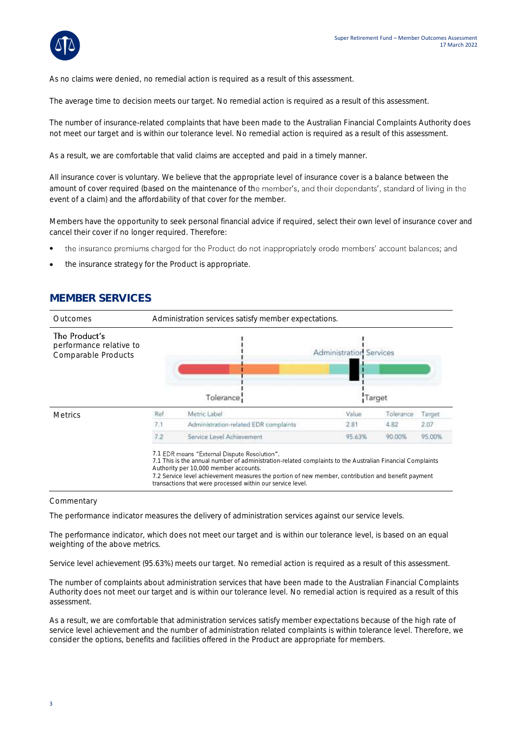As no claims were denied, no remedial action is required as a result of this assessment.

The average time to decision meets our target. No remedial action is required as a result of this assessment.

The number of insurance-related complaints that have been made to the Australian Financial Complaints Authority does not meet our target and is within our tolerance level. No remedial action is required as a result of this assessment.

As a result, we are comfortable that valid claims are accepted and paid in a timely manner.

All insurance cover is voluntary. We believe that the appropriate level of insurance cover is a balance between the amount of cover required (based on the maintenance of the member's, and their dependants', standard of living in the event of a claim) and the affordability of that cover for the member.

Members have the opportunity to seek personal financial advice if required, select their own level of insurance cover and cancel their cover if no longer required. Therefore:

- the insurance premiums charged for the Product do not inappropriately erode members' account balances; and
- the insurance strategy for the Product is appropriate.

## MEMBER SERVICES

| | |
|---|---|
| Outcomes | Administration services satisfy member expectations. |
| The Product's performance relative to Comparable Products | Administration Services (Tolerance / Target) |

**Metrics**

| Ref | Metric Label | Value | Tolerance | Target |
|---|---|---|---|---|
| 7.1 | Administration-related EDR complaints | 2.81 | 4.82 | 2.07 |
| 7.2 | Service Level Achievement | 95.63% | 90.00% | 95.00% |

7.1 EDR means "External Dispute Resolution".
7.1 This is the annual number of administration-related complaints to the Australian Financial Complaints Authority per 10,000 member accounts.
7.2 Service level achievement measures the portion of new member, contribution and benefit payment transactions that were processed within our service level.

Commentary

The performance indicator measures the delivery of administration services against our service levels.

The performance indicator, which does not meet our target and is within our tolerance level, is based on an equal weighting of the above metrics.

Service level achievement (95.63%) meets our target. No remedial action is required as a result of this assessment.

The number of complaints about administration services that have been made to the Australian Financial Complaints Authority does not meet our target and is within our tolerance level. No remedial action is required as a result of this assessment.

As a result, we are comfortable that administration services satisfy member expectations because of the high rate of service level achievement and the number of administration related complaints is within tolerance level. Therefore, we consider the options, benefits and facilities offered in the Product are appropriate for members.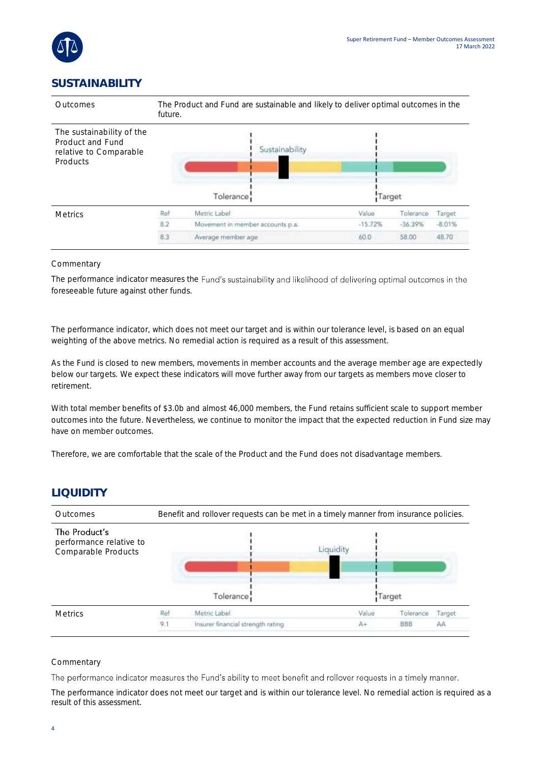## SUSTAINABILITY

| Outcomes | The Product and Fund are sustainable and likely to deliver optimal outcomes in the future. |
|---|---|
| The sustainability of the Product and Fund relative to Comparable Products | Sustainability (Tolerance / Target) |

**Metrics**

| Ref | Metric Label | Value | Tolerance | Target |
|---|---|---|---|---|
| 8.2 | Movement in member accounts p.a. | -15.72% | -36.39% | -8.01% |
| 8.3 | Average member age | 60.0 | 58.00 | 48.70 |

Commentary

The performance indicator measures the Fund's sustainability and likelihood of delivering optimal outcomes in the foreseeable future against other funds.

The performance indicator, which does not meet our target and is within our tolerance level, is based on an equal weighting of the above metrics. No remedial action is required as a result of this assessment.

As the Fund is closed to new members, movements in member accounts and the average member age are expectedly below our targets. We expect these indicators will move further away from our targets as members move closer to retirement.

With total member benefits of $3.0b and almost 46,000 members, the Fund retains sufficient scale to support member outcomes into the future. Nevertheless, we continue to monitor the impact that the expected reduction in Fund size may have on member outcomes.

Therefore, we are comfortable that the scale of the Product and the Fund does not disadvantage members.

## LIQUIDITY

| Outcomes | Benefit and rollover requests can be met in a timely manner from insurance policies. |
|---|---|
| The Product's performance relative to Comparable Products | Liquidity (Tolerance / Target) |

**Metrics**

| Ref | Metric Label | Value | Tolerance | Target |
|---|---|---|---|---|
| 9.1 | Insurer financial strength rating | A+ | BBB | AA |

Commentary

The performance indicator measures the Fund's ability to meet benefit and rollover requests in a timely manner.

The performance indicator does not meet our target and is within our tolerance level. No remedial action is required as a result of this assessment.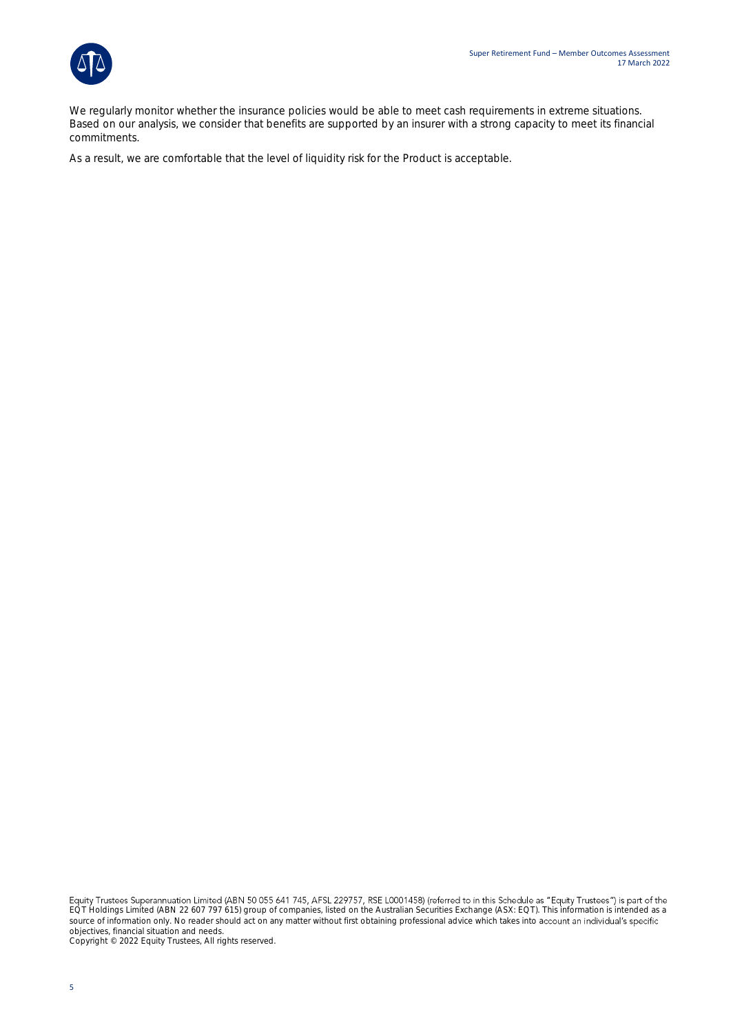We regularly monitor whether the insurance policies would be able to meet cash requirements in extreme situations. Based on our analysis, we consider that benefits are supported by an insurer with a strong capacity to meet its financial commitments.

As a result, we are comfortable that the level of liquidity risk for the Product is acceptable.

Equity Trustees Superannuation Limited (ABN 50 055 641 745, AFSL 229757, RSE L0001458) (referred to in this Schedule as "Equity Trustees") is part of the EQT Holdings Limited (ABN 22 607 797 615) group of companies, listed on the Australian Securities Exchange (ASX: EQT). This information is intended as a source of information only. No reader should act on any matter without first obtaining professional advice which takes into account an individual's specific objectives, financial situation and needs.
Copyright © 2022 Equity Trustees, All rights reserved.